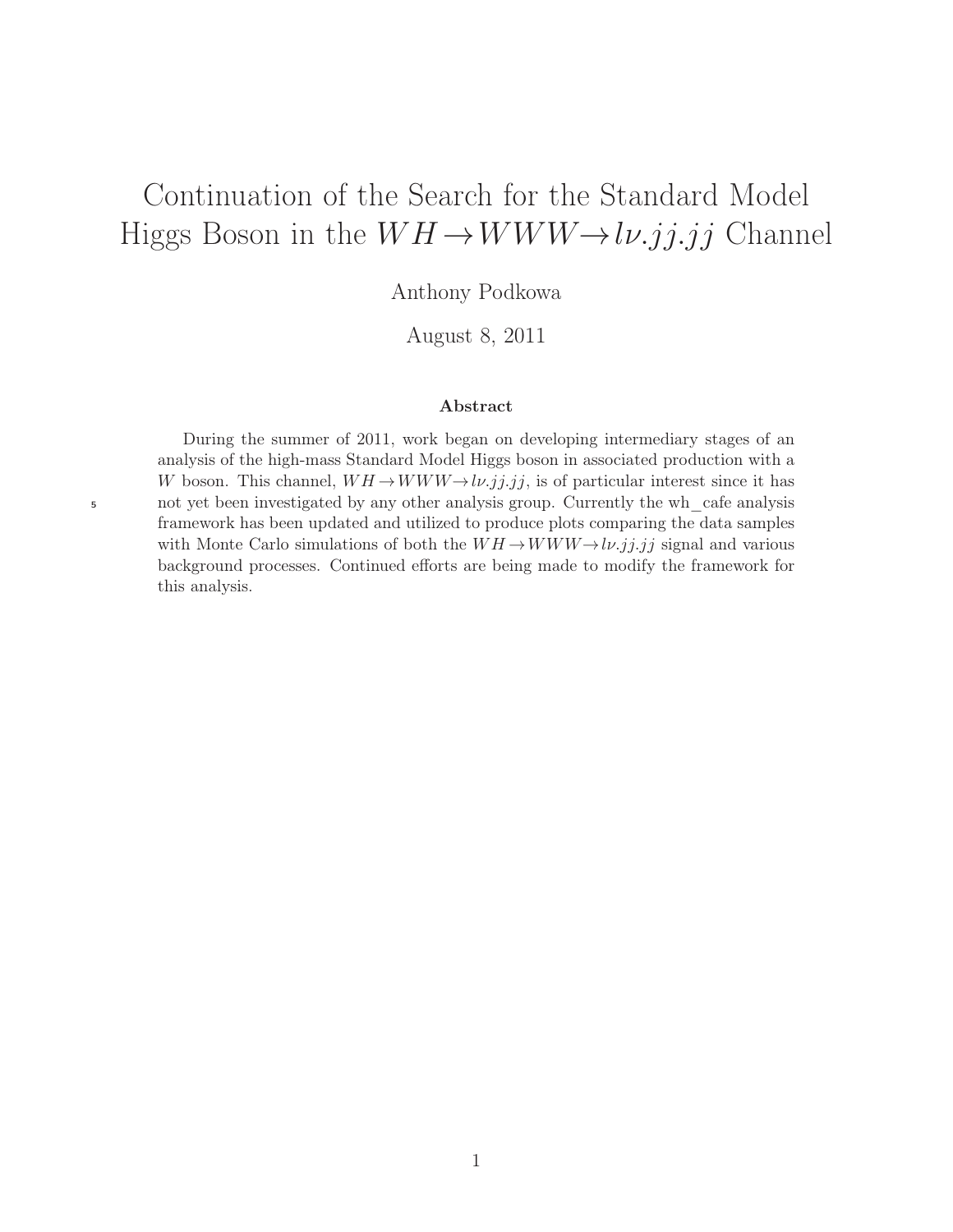# Continuation of the Search for the Standard Model Higgs Boson in the $WH \rightarrow WWW \rightarrow l\nu.jj.jj$ Channel

Anthony Podkowa

August 8, 2011

### Abstract

During the summer of 2011, work began on developing intermediary stages of an analysis of the high-mass Standard Model Higgs boson in associated production with a $W$ boson. This channel, $WH \rightarrow WWW \rightarrow l\nu.jj.jj$, is of particular interest since it has not yet been investigated by any other analysis group. Currently the wh_cafe analysis framework has been updated and utilized to produce plots comparing the data samples with Monte Carlo simulations of both the $WH \rightarrow WWW \rightarrow l\nu.jj.jj$ signal and various background processes. Continued efforts are being made to modify the framework for this analysis.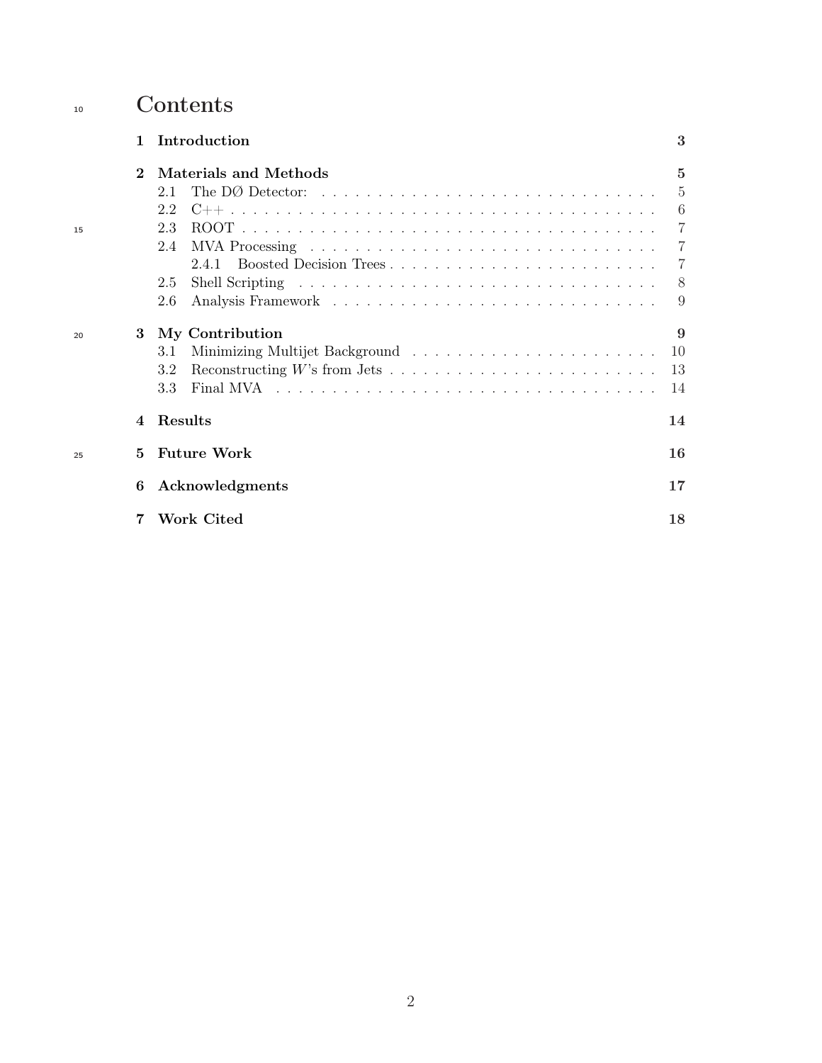# Contents

1 **Introduction** **3**

2 **Materials and Methods** **5**
- 2.1 The DØ Detector: 5
- 2.2 C++ 6
- 2.3 ROOT 7
- 2.4 MVA Processing 7
  - 2.4.1 Boosted Decision Trees 7
- 2.5 Shell Scripting 8
- 2.6 Analysis Framework 9

3 **My Contribution** **9**
- 3.1 Minimizing Multijet Background 10
- 3.2 Reconstructing $W$'s from Jets 13
- 3.3 Final MVA 14

4 **Results** **14**

5 **Future Work** **16**

6 **Acknowledgments** **17**

7 **Work Cited** **18**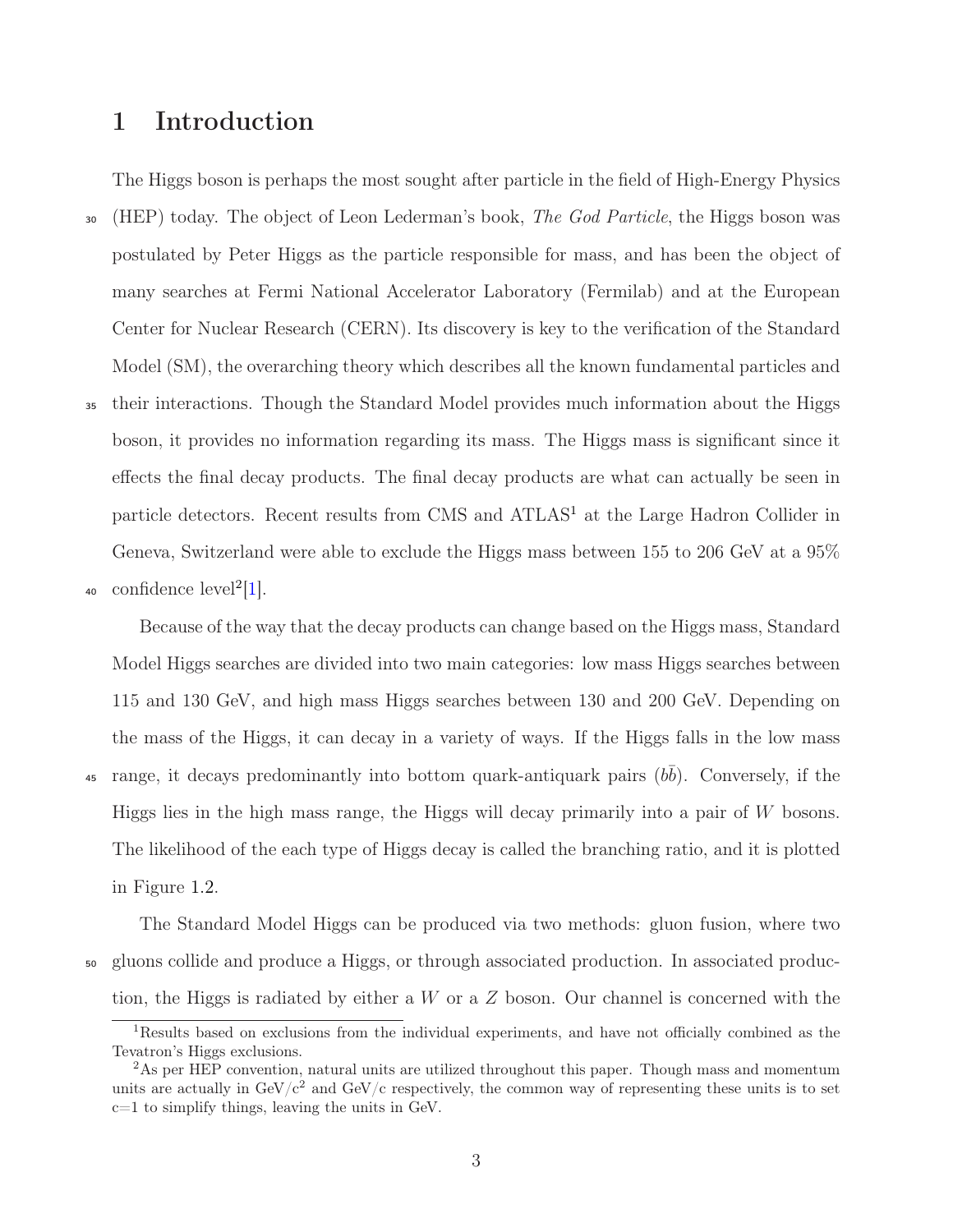# 1 Introduction

The Higgs boson is perhaps the most sought after particle in the field of High-Energy Physics (HEP) today. The object of Leon Lederman's book, *The God Particle*, the Higgs boson was postulated by Peter Higgs as the particle responsible for mass, and has been the object of many searches at Fermi National Accelerator Laboratory (Fermilab) and at the European Center for Nuclear Research (CERN). Its discovery is key to the verification of the Standard Model (SM), the overarching theory which describes all the known fundamental particles and their interactions. Though the Standard Model provides much information about the Higgs boson, it provides no information regarding its mass. The Higgs mass is significant since it effects the final decay products. The final decay products are what can actually be seen in particle detectors. Recent results from CMS and ATLAS[1] at the Large Hadron Collider in Geneva, Switzerland were able to exclude the Higgs mass between 155 to 206 GeV at a 95% confidence level[2][1].

Because of the way that the decay products can change based on the Higgs mass, Standard Model Higgs searches are divided into two main categories: low mass Higgs searches between 115 and 130 GeV, and high mass Higgs searches between 130 and 200 GeV. Depending on the mass of the Higgs, it can decay in a variety of ways. If the Higgs falls in the low mass range, it decays predominantly into bottom quark-antiquark pairs ($b\bar{b}$). Conversely, if the Higgs lies in the high mass range, the Higgs will decay primarily into a pair of $W$ bosons. The likelihood of the each type of Higgs decay is called the branching ratio, and it is plotted in Figure 1.2.

The Standard Model Higgs can be produced via two methods: gluon fusion, where two gluons collide and produce a Higgs, or through associated production. In associated production, the Higgs is radiated by either a $W$ or a $Z$ boson. Our channel is concerned with the

---

[1] Results based on exclusions from the individual experiments, and have not officially combined as the Tevatron's Higgs exclusions.

[2] As per HEP convention, natural units are utilized throughout this paper. Though mass and momentum units are actually in GeV/c$^2$ and GeV/c respectively, the common way of representing these units is to set c=1 to simplify things, leaving the units in GeV.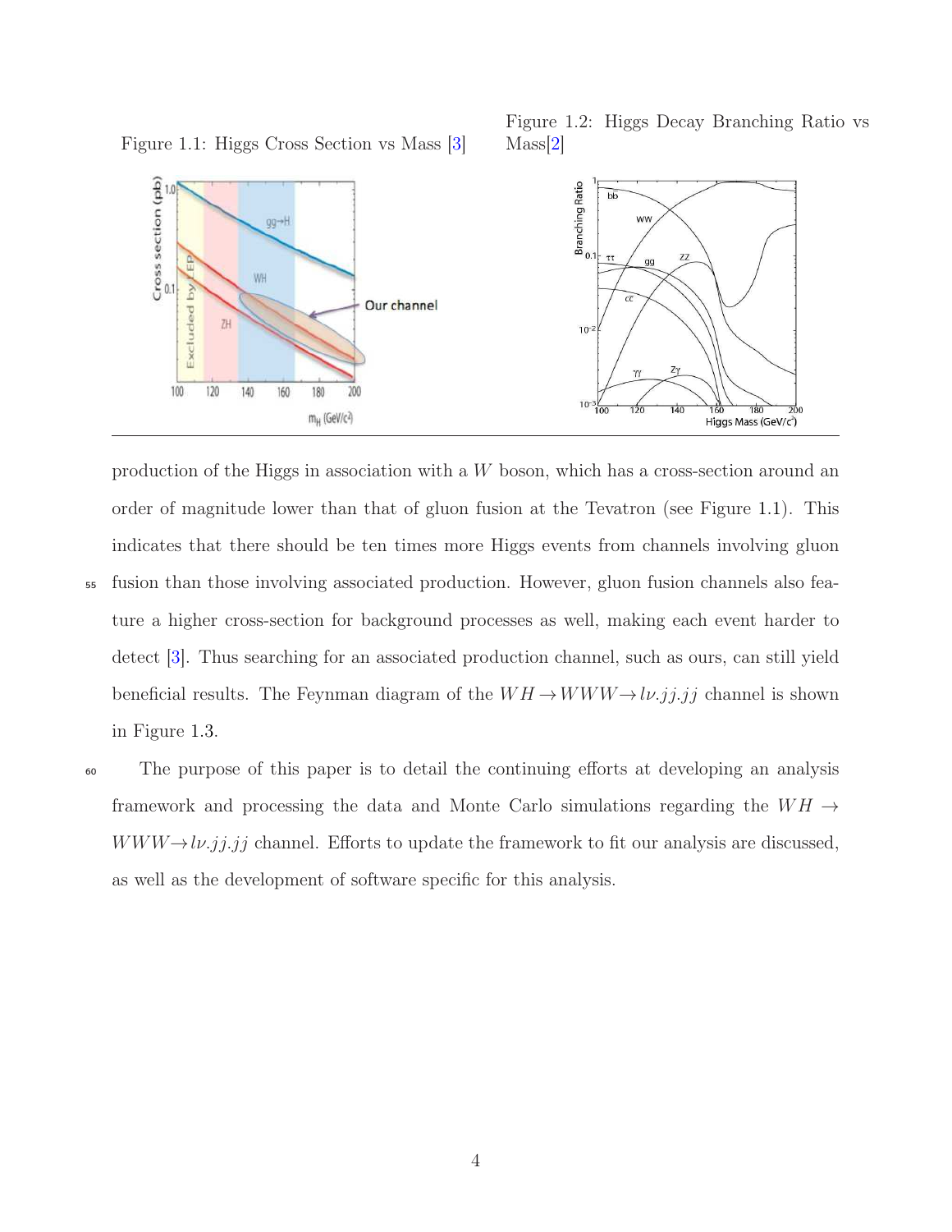Figure 1.1: Higgs Cross Section vs Mass [3]

Figure 1.2: Higgs Decay Branching Ratio vs Mass[2]

production of the Higgs in association with a $W$ boson, which has a cross-section around an order of magnitude lower than that of gluon fusion at the Tevatron (see Figure 1.1). This indicates that there should be ten times more Higgs events from channels involving gluon fusion than those involving associated production. However, gluon fusion channels also feature a higher cross-section for background processes as well, making each event harder to detect [3]. Thus searching for an associated production channel, such as ours, can still yield beneficial results. The Feynman diagram of the $WH \rightarrow WWW \rightarrow l\nu.jj.jj$ channel is shown in Figure 1.3.

The purpose of this paper is to detail the continuing efforts at developing an analysis framework and processing the data and Monte Carlo simulations regarding the $WH \rightarrow WWW \rightarrow l\nu.jj.jj$ channel. Efforts to update the framework to fit our analysis are discussed, as well as the development of software specific for this analysis.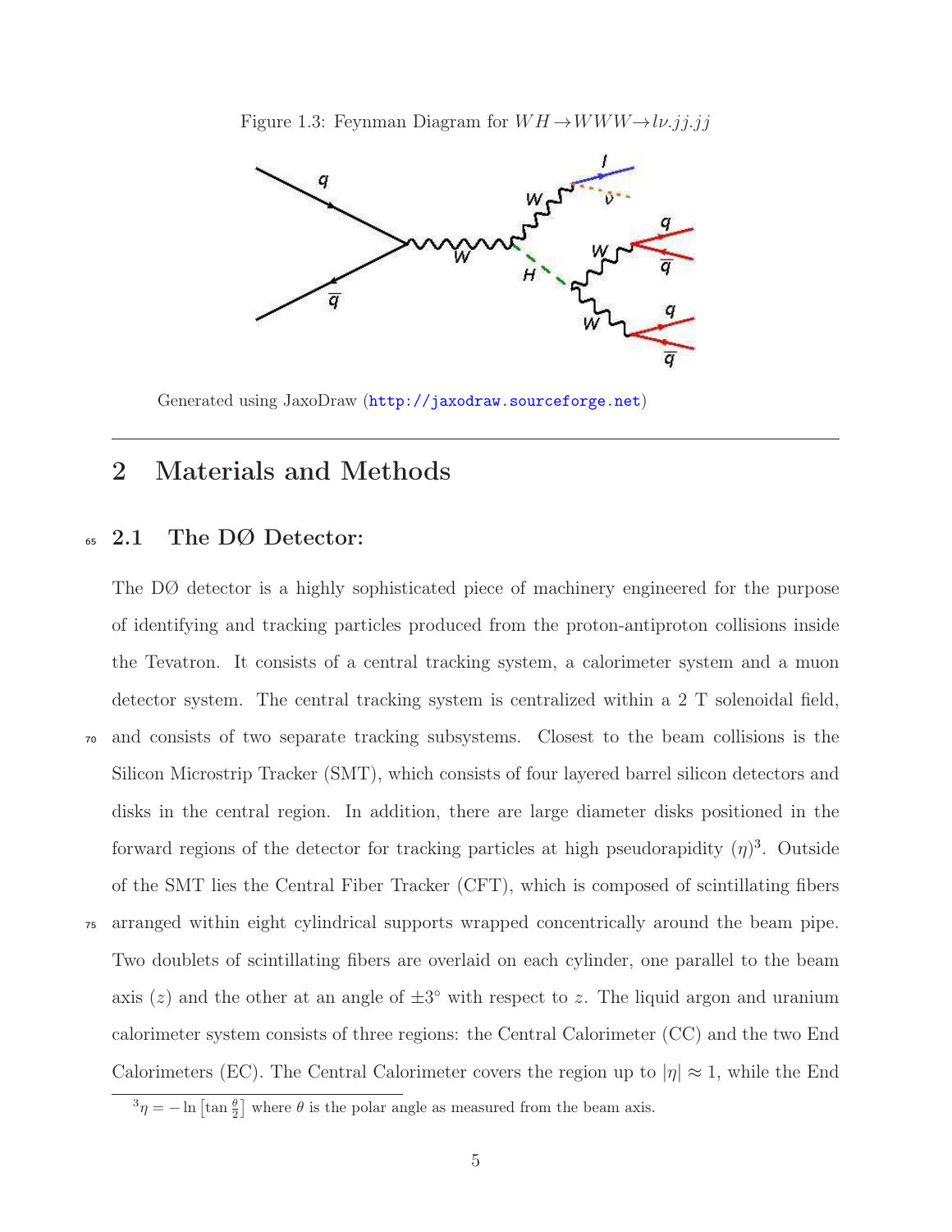Figure 1.3: Feynman Diagram for $WH \rightarrow WWW \rightarrow l\nu.jj.jj$

Generated using JaxoDraw (http://jaxodraw.sourceforge.net)

---

## 2 Materials and Methods

### 2.1 The DØ Detector:

The DØ detector is a highly sophisticated piece of machinery engineered for the purpose of identifying and tracking particles produced from the proton-antiproton collisions inside the Tevatron. It consists of a central tracking system, a calorimeter system and a muon detector system. The central tracking system is centralized within a 2 T solenoidal field, and consists of two separate tracking subsystems. Closest to the beam collisions is the Silicon Microstrip Tracker (SMT), which consists of four layered barrel silicon detectors and disks in the central region. In addition, there are large diameter disks positioned in the forward regions of the detector for tracking particles at high pseudorapidity ($\eta$)[3]. Outside of the SMT lies the Central Fiber Tracker (CFT), which is composed of scintillating fibers arranged within eight cylindrical supports wrapped concentrically around the beam pipe. Two doublets of scintillating fibers are overlaid on each cylinder, one parallel to the beam axis ($z$) and the other at an angle of $\pm 3°$ with respect to $z$. The liquid argon and uranium calorimeter system consists of three regions: the Central Calorimeter (CC) and the two End Calorimeters (EC). The Central Calorimeter covers the region up to $|\eta| \approx 1$, while the End

[3] $\eta = -\ln\left[\tan\frac{\theta}{2}\right]$ where $\theta$ is the polar angle as measured from the beam axis.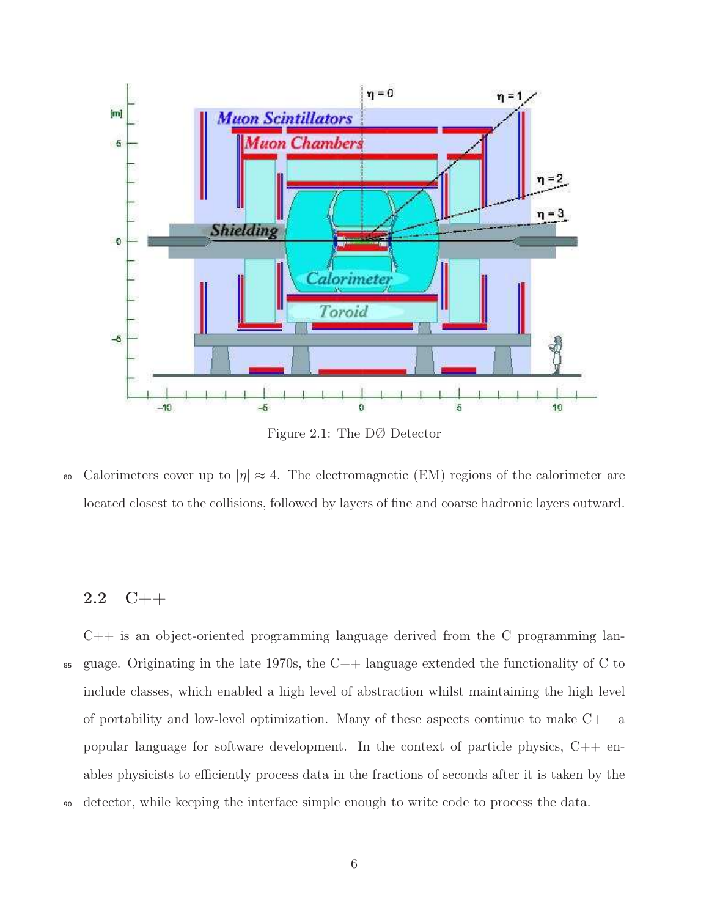Figure 2.1: The DØ Detector

Calorimeters cover up to $|\eta| \approx 4$. The electromagnetic (EM) regions of the calorimeter are located closest to the collisions, followed by layers of fine and coarse hadronic layers outward.

## 2.2 C++

C++ is an object-oriented programming language derived from the C programming language. Originating in the late 1970s, the C++ language extended the functionality of C to include classes, which enabled a high level of abstraction whilst maintaining the high level of portability and low-level optimization. Many of these aspects continue to make C++ a popular language for software development. In the context of particle physics, C++ enables physicists to efficiently process data in the fractions of seconds after it is taken by the detector, while keeping the interface simple enough to write code to process the data.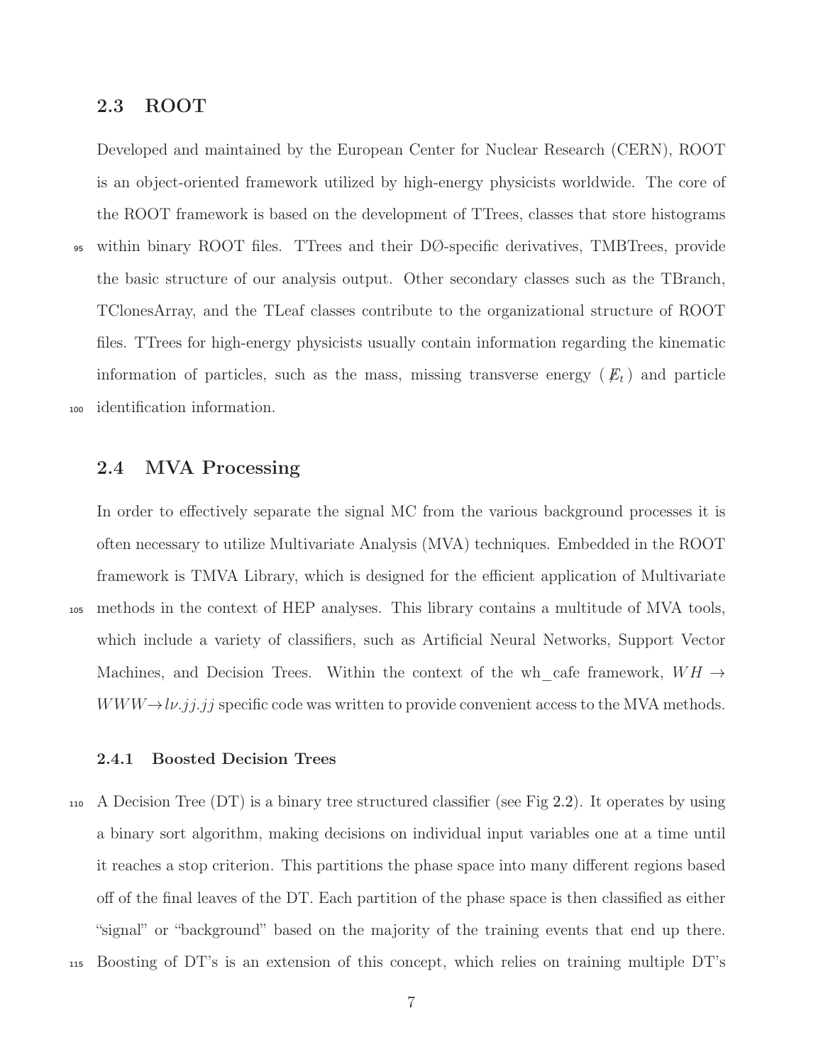## 2.3 ROOT

Developed and maintained by the European Center for Nuclear Research (CERN), ROOT is an object-oriented framework utilized by high-energy physicists worldwide. The core of the ROOT framework is based on the development of TTrees, classes that store histograms within binary ROOT files. TTrees and their DØ-specific derivatives, TMBTrees, provide the basic structure of our analysis output. Other secondary classes such as the TBranch, TClonesArray, and the TLeaf classes contribute to the organizational structure of ROOT files. TTrees for high-energy physicists usually contain information regarding the kinematic information of particles, such as the mass, missing transverse energy ( $\not\!\!E_t$ ) and particle identification information.

## 2.4 MVA Processing

In order to effectively separate the signal MC from the various background processes it is often necessary to utilize Multivariate Analysis (MVA) techniques. Embedded in the ROOT framework is TMVA Library, which is designed for the efficient application of Multivariate methods in the context of HEP analyses. This library contains a multitude of MVA tools, which include a variety of classifiers, such as Artificial Neural Networks, Support Vector Machines, and Decision Trees. Within the context of the wh_cafe framework, $WH \rightarrow WWW \rightarrow l\nu.jj.jj$ specific code was written to provide convenient access to the MVA methods.

### 2.4.1 Boosted Decision Trees

A Decision Tree (DT) is a binary tree structured classifier (see Fig 2.2). It operates by using a binary sort algorithm, making decisions on individual input variables one at a time until it reaches a stop criterion. This partitions the phase space into many different regions based off of the final leaves of the DT. Each partition of the phase space is then classified as either "signal" or "background" based on the majority of the training events that end up there. Boosting of DT's is an extension of this concept, which relies on training multiple DT's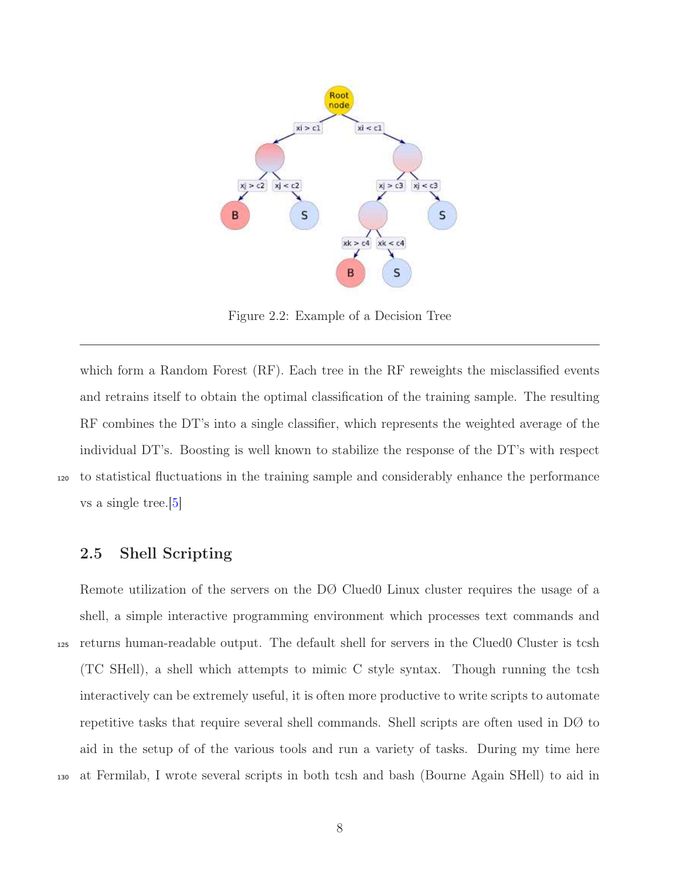Figure 2.2: Example of a Decision Tree

---

which form a Random Forest (RF). Each tree in the RF reweights the misclassified events and retrains itself to obtain the optimal classification of the training sample. The resulting RF combines the DT's into a single classifier, which represents the weighted average of the individual DT's. Boosting is well known to stabilize the response of the DT's with respect to statistical fluctuations in the training sample and considerably enhance the performance vs a single tree.[5]

## 2.5 Shell Scripting

Remote utilization of the servers on the DØ Clued0 Linux cluster requires the usage of a shell, a simple interactive programming environment which processes text commands and returns human-readable output. The default shell for servers in the Clued0 Cluster is tcsh (TC SHell), a shell which attempts to mimic C style syntax. Though running the tcsh interactively can be extremely useful, it is often more productive to write scripts to automate repetitive tasks that require several shell commands. Shell scripts are often used in DØ to aid in the setup of of the various tools and run a variety of tasks. During my time here at Fermilab, I wrote several scripts in both tcsh and bash (Bourne Again SHell) to aid in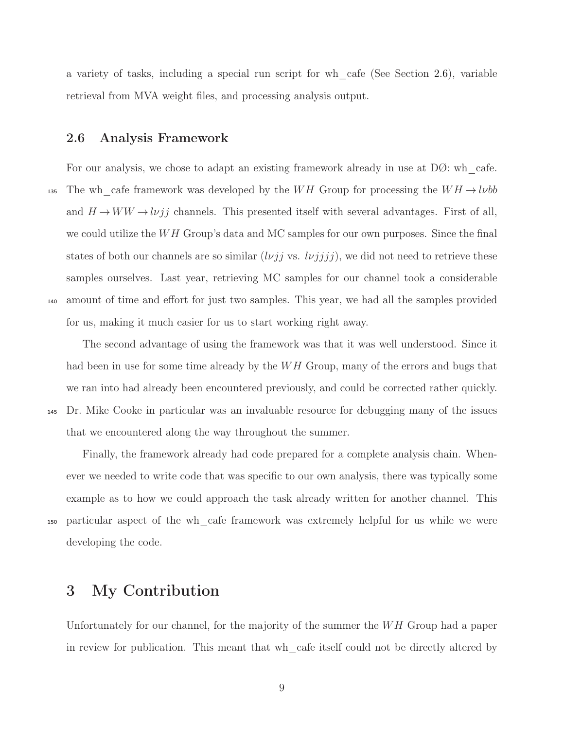a variety of tasks, including a special run script for wh_cafe (See Section 2.6), variable retrieval from MVA weight files, and processing analysis output.

### 2.6 Analysis Framework

For our analysis, we chose to adapt an existing framework already in use at DØ: wh_cafe. The wh_cafe framework was developed by the $WH$ Group for processing the $WH \rightarrow l\nu bb$ and $H \rightarrow WW \rightarrow l\nu jj$ channels. This presented itself with several advantages. First of all, we could utilize the $WH$ Group's data and MC samples for our own purposes. Since the final states of both our channels are so similar ($l\nu jj$ vs. $l\nu jjjj$), we did not need to retrieve these samples ourselves. Last year, retrieving MC samples for our channel took a considerable amount of time and effort for just two samples. This year, we had all the samples provided for us, making it much easier for us to start working right away.

The second advantage of using the framework was that it was well understood. Since it had been in use for some time already by the $WH$ Group, many of the errors and bugs that we ran into had already been encountered previously, and could be corrected rather quickly. Dr. Mike Cooke in particular was an invaluable resource for debugging many of the issues that we encountered along the way throughout the summer.

Finally, the framework already had code prepared for a complete analysis chain. Whenever we needed to write code that was specific to our own analysis, there was typically some example as to how we could approach the task already written for another channel. This particular aspect of the wh_cafe framework was extremely helpful for us while we were developing the code.

## 3 My Contribution

Unfortunately for our channel, for the majority of the summer the $WH$ Group had a paper in review for publication. This meant that wh_cafe itself could not be directly altered by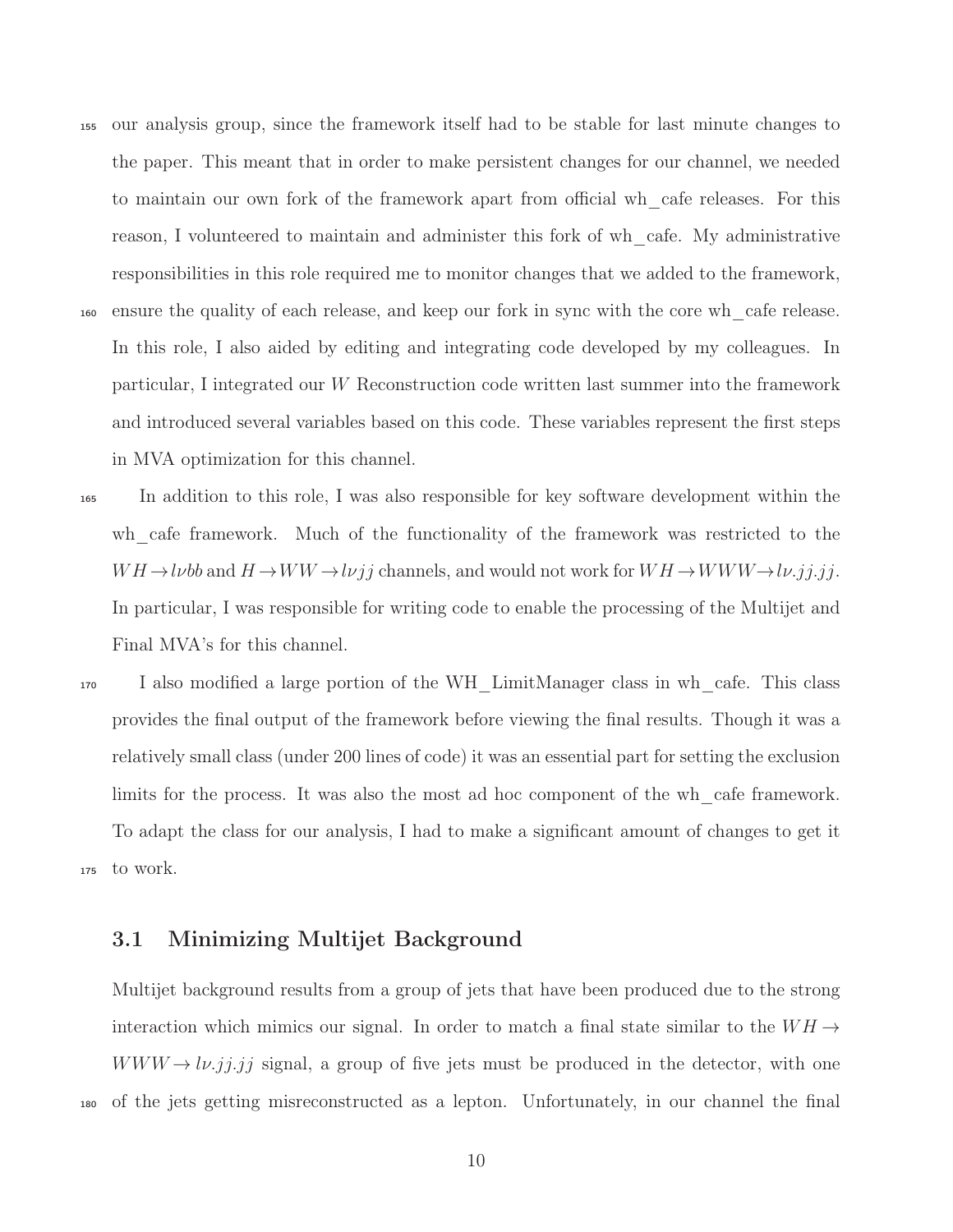our analysis group, since the framework itself had to be stable for last minute changes to the paper. This meant that in order to make persistent changes for our channel, we needed to maintain our own fork of the framework apart from official wh_cafe releases. For this reason, I volunteered to maintain and administer this fork of wh_cafe. My administrative responsibilities in this role required me to monitor changes that we added to the framework, ensure the quality of each release, and keep our fork in sync with the core wh_cafe release. In this role, I also aided by editing and integrating code developed by my colleagues. In particular, I integrated our $W$ Reconstruction code written last summer into the framework and introduced several variables based on this code. These variables represent the first steps in MVA optimization for this channel.

In addition to this role, I was also responsible for key software development within the wh_cafe framework. Much of the functionality of the framework was restricted to the $WH \rightarrow l\nu bb$ and $H \rightarrow WW \rightarrow l\nu jj$ channels, and would not work for $WH \rightarrow WWW \rightarrow l\nu.jj.jj$. In particular, I was responsible for writing code to enable the processing of the Multijet and Final MVA's for this channel.

I also modified a large portion of the WH_LimitManager class in wh_cafe. This class provides the final output of the framework before viewing the final results. Though it was a relatively small class (under 200 lines of code) it was an essential part for setting the exclusion limits for the process. It was also the most ad hoc component of the wh_cafe framework. To adapt the class for our analysis, I had to make a significant amount of changes to get it to work.

### 3.1 Minimizing Multijet Background

Multijet background results from a group of jets that have been produced due to the strong interaction which mimics our signal. In order to match a final state similar to the $WH \rightarrow WWW \rightarrow l\nu.jj.jj$ signal, a group of five jets must be produced in the detector, with one of the jets getting misreconstructed as a lepton. Unfortunately, in our channel the final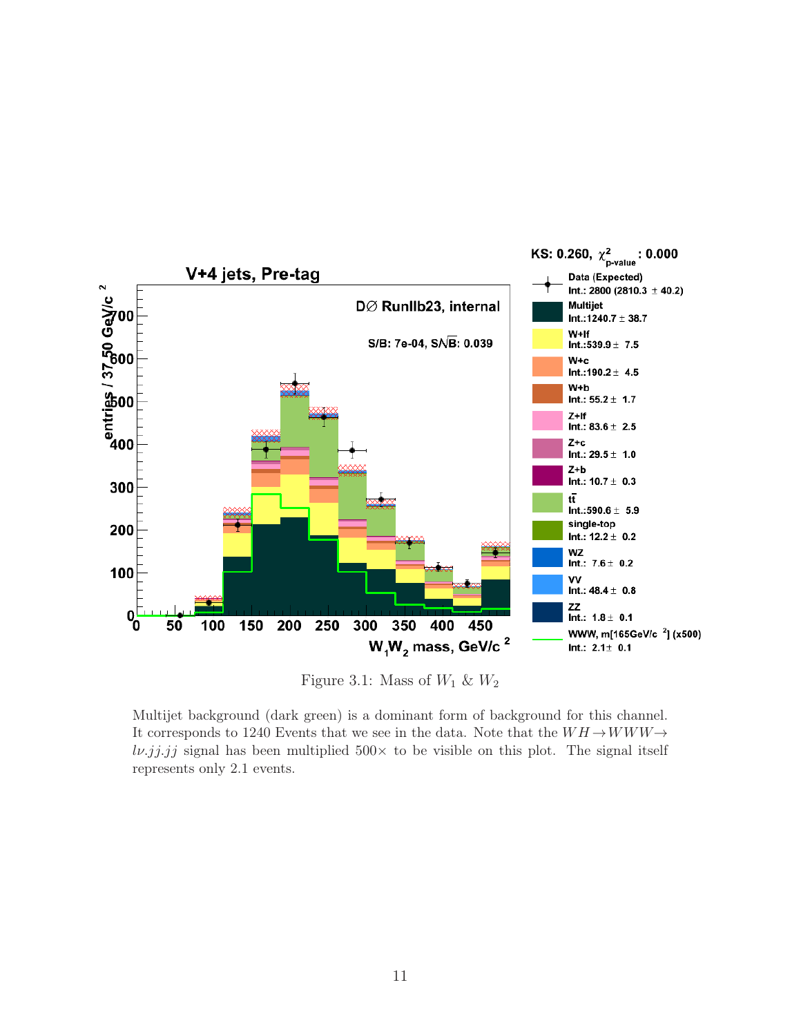Figure 3.1: Mass of $W_1$ & $W_2$

Multijet background (dark green) is a dominant form of background for this channel. It corresponds to 1240 Events that we see in the data. Note that the $WH \rightarrow WWW \rightarrow l\nu.jj.jj$ signal has been multiplied 500× to be visible on this plot. The signal itself represents only 2.1 events.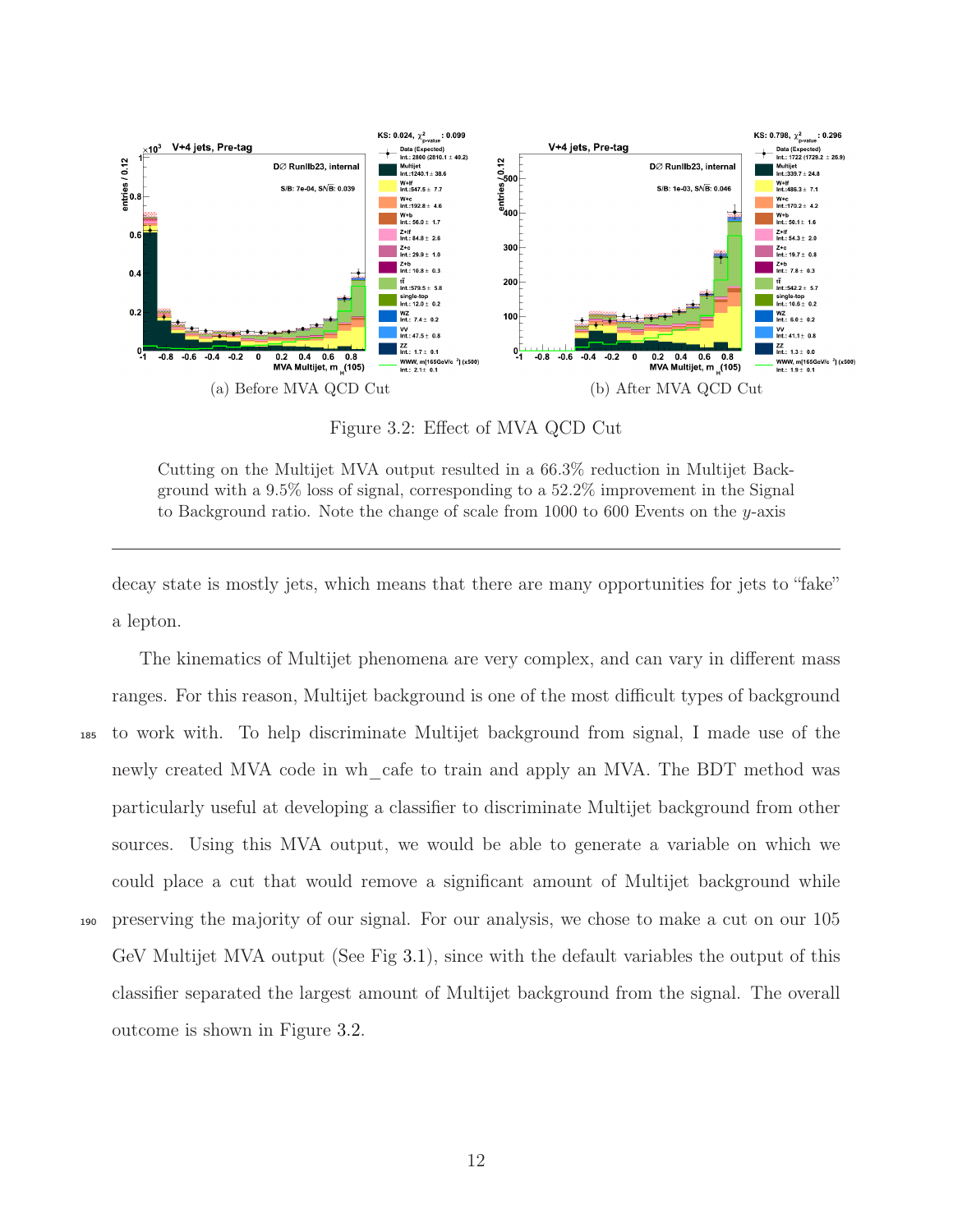(a) Before MVA QCD Cut

(b) After MVA QCD Cut

Figure 3.2: Effect of MVA QCD Cut

Cutting on the Multijet MVA output resulted in a 66.3% reduction in Multijet Background with a 9.5% loss of signal, corresponding to a 52.2% improvement in the Signal to Background ratio. Note the change of scale from 1000 to 600 Events on the $y$-axis

---

decay state is mostly jets, which means that there are many opportunities for jets to "fake" a lepton.

The kinematics of Multijet phenomena are very complex, and can vary in different mass ranges. For this reason, Multijet background is one of the most difficult types of background to work with. To help discriminate Multijet background from signal, I made use of the newly created MVA code in wh_cafe to train and apply an MVA. The BDT method was particularly useful at developing a classifier to discriminate Multijet background from other sources. Using this MVA output, we would be able to generate a variable on which we could place a cut that would remove a significant amount of Multijet background while preserving the majority of our signal. For our analysis, we chose to make a cut on our 105 GeV Multijet MVA output (See Fig 3.1), since with the default variables the output of this classifier separated the largest amount of Multijet background from the signal. The overall outcome is shown in Figure 3.2.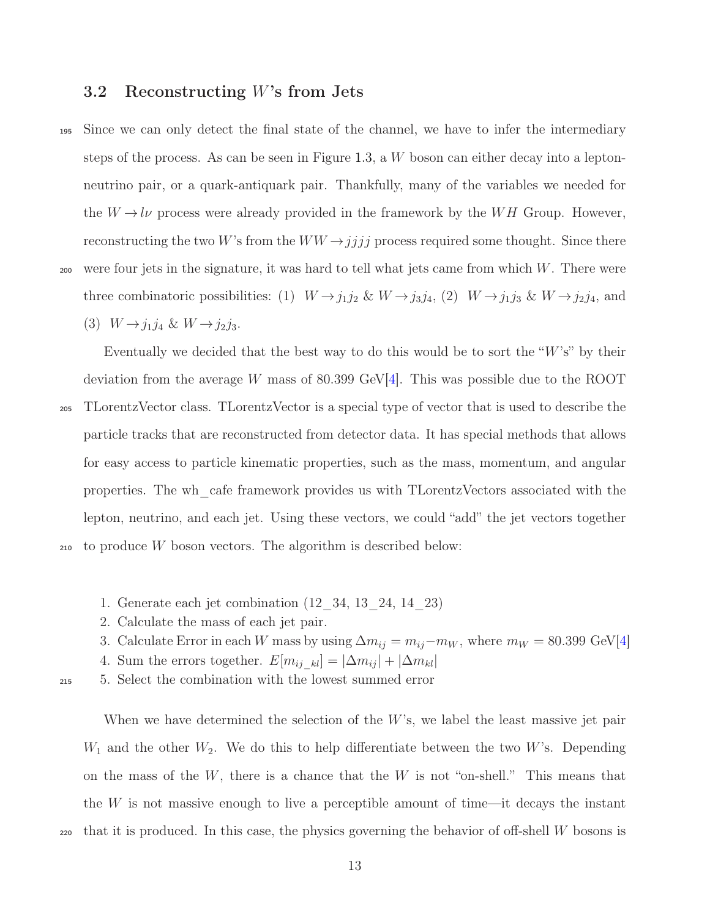### 3.2 Reconstructing $W$'s from Jets

Since we can only detect the final state of the channel, we have to infer the intermediary steps of the process. As can be seen in Figure 1.3, a $W$ boson can either decay into a lepton-neutrino pair, or a quark-antiquark pair. Thankfully, many of the variables we needed for the $W \to l\nu$ process were already provided in the framework by the $WH$ Group. However, reconstructing the two $W$'s from the $WW \to jjjj$ process required some thought. Since there were four jets in the signature, it was hard to tell what jets came from which $W$. There were three combinatoric possibilities: (1) $W \to j_1 j_2$ & $W \to j_3 j_4$, (2) $W \to j_1 j_3$ & $W \to j_2 j_4$, and (3) $W \to j_1 j_4$ & $W \to j_2 j_3$.

Eventually we decided that the best way to do this would be to sort the "$W$'s" by their deviation from the average $W$ mass of 80.399 GeV[4]. This was possible due to the ROOT TLorentzVector class. TLorentzVector is a special type of vector that is used to describe the particle tracks that are reconstructed from detector data. It has special methods that allows for easy access to particle kinematic properties, such as the mass, momentum, and angular properties. The wh_cafe framework provides us with TLorentzVectors associated with the lepton, neutrino, and each jet. Using these vectors, we could "add" the jet vectors together to produce $W$ boson vectors. The algorithm is described below:

1. Generate each jet combination (12_34, 13_24, 14_23)
2. Calculate the mass of each jet pair.
3. Calculate Error in each $W$ mass by using $\Delta m_{ij} = m_{ij} - m_W$, where $m_W = 80.399$ GeV[4]
4. Sum the errors together. $E[m_{ij\_kl}] = |\Delta m_{ij}| + |\Delta m_{kl}|$
5. Select the combination with the lowest summed error

When we have determined the selection of the $W$'s, we label the least massive jet pair $W_1$ and the other $W_2$. We do this to help differentiate between the two $W$'s. Depending on the mass of the $W$, there is a chance that the $W$ is not "on-shell." This means that the $W$ is not massive enough to live a perceptible amount of time—it decays the instant that it is produced. In this case, the physics governing the behavior of off-shell $W$ bosons is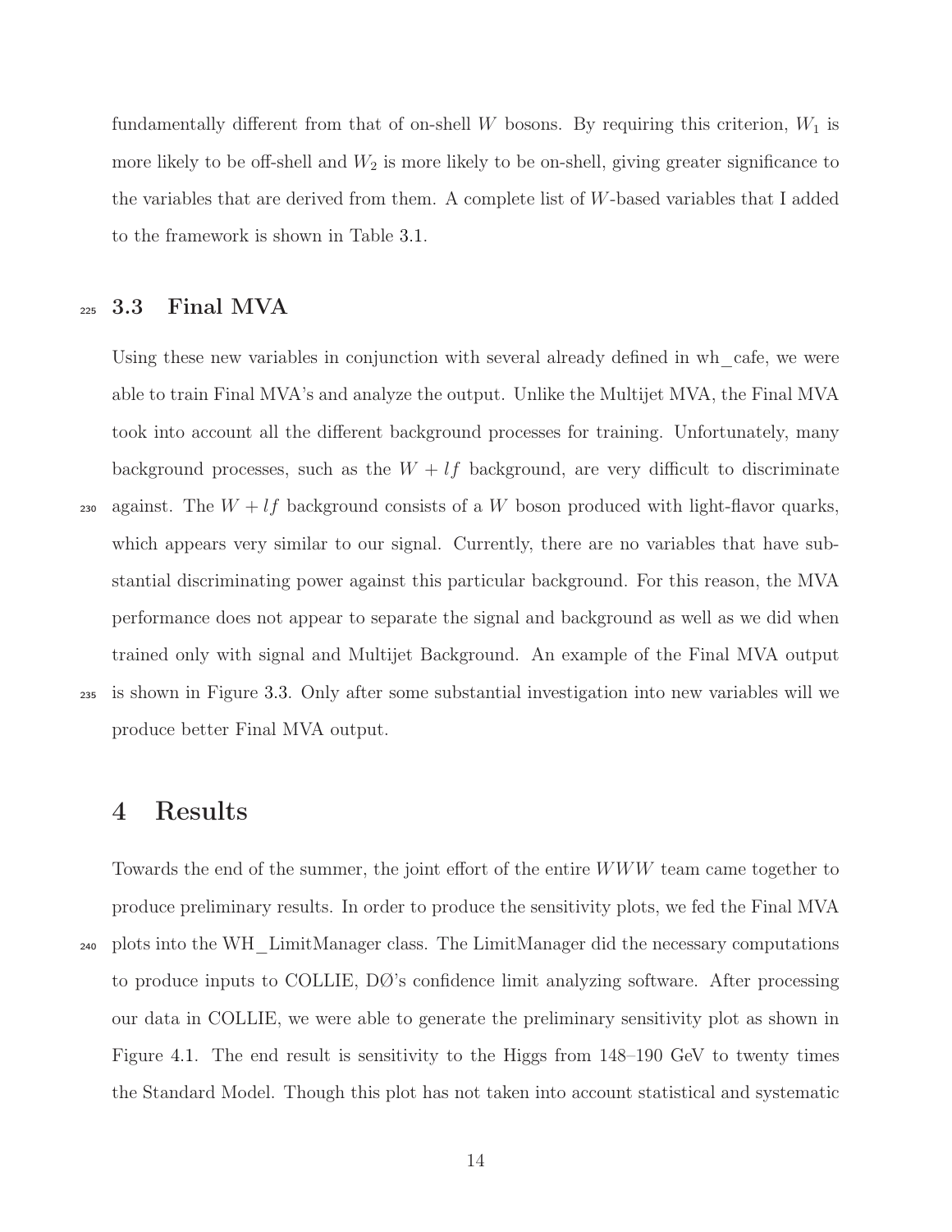fundamentally different from that of on-shell $W$ bosons. By requiring this criterion, $W_1$ is more likely to be off-shell and $W_2$ is more likely to be on-shell, giving greater significance to the variables that are derived from them. A complete list of $W$-based variables that I added to the framework is shown in Table 3.1.

## 3.3 Final MVA

Using these new variables in conjunction with several already defined in wh_cafe, we were able to train Final MVA's and analyze the output. Unlike the Multijet MVA, the Final MVA took into account all the different background processes for training. Unfortunately, many background processes, such as the $W + lf$ background, are very difficult to discriminate against. The $W + lf$ background consists of a $W$ boson produced with light-flavor quarks, which appears very similar to our signal. Currently, there are no variables that have substantial discriminating power against this particular background. For this reason, the MVA performance does not appear to separate the signal and background as well as we did when trained only with signal and Multijet Background. An example of the Final MVA output is shown in Figure 3.3. Only after some substantial investigation into new variables will we produce better Final MVA output.

# 4 Results

Towards the end of the summer, the joint effort of the entire $WWW$ team came together to produce preliminary results. In order to produce the sensitivity plots, we fed the Final MVA plots into the WH_LimitManager class. The LimitManager did the necessary computations to produce inputs to COLLIE, DØ's confidence limit analyzing software. After processing our data in COLLIE, we were able to generate the preliminary sensitivity plot as shown in Figure 4.1. The end result is sensitivity to the Higgs from 148–190 GeV to twenty times the Standard Model. Though this plot has not taken into account statistical and systematic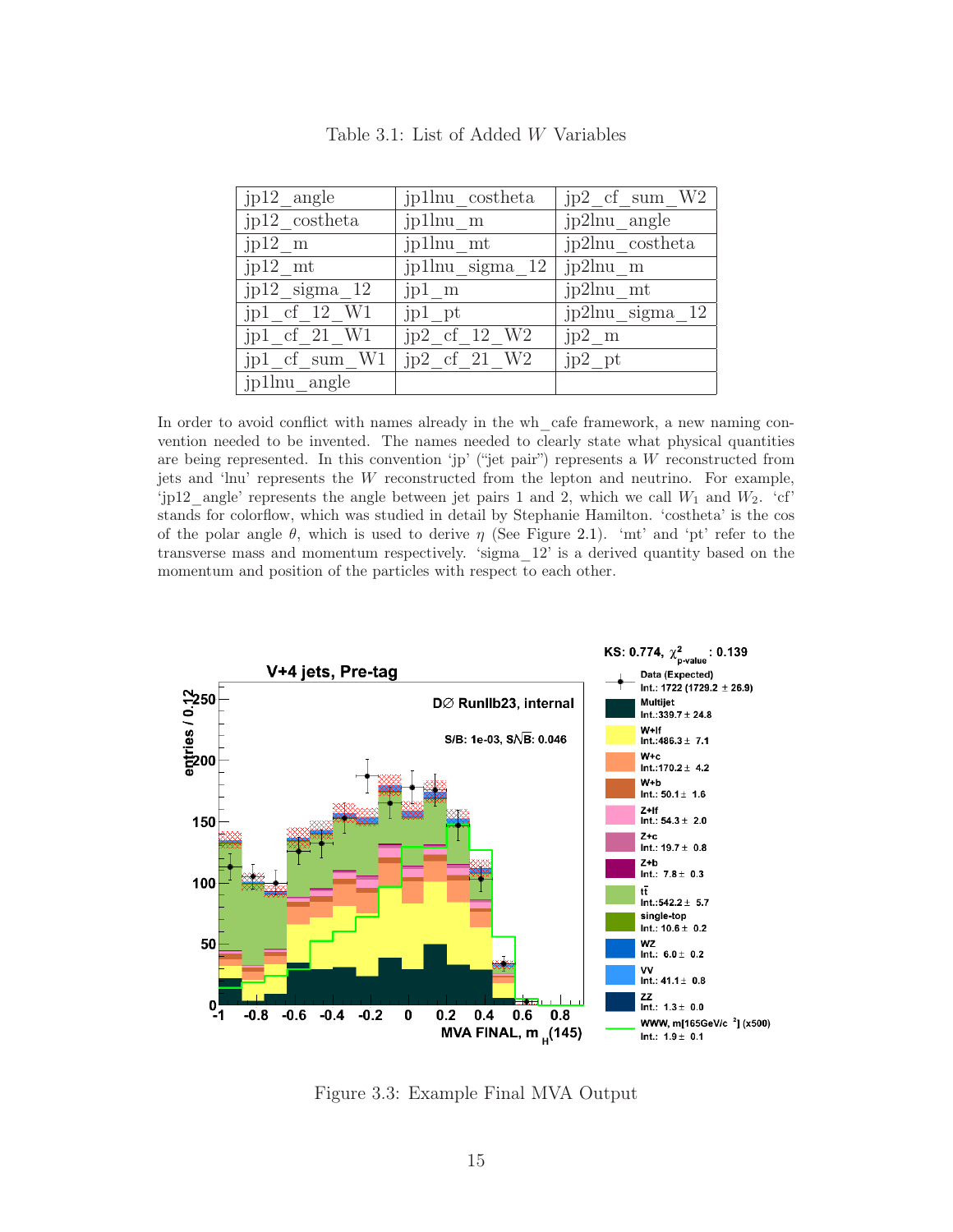Table 3.1: List of Added $W$ Variables

| jp12_angle | jp1lnu_costheta | jp2_cf_sum_W2 |
|---|---|---|
| jp12_costheta | jp1lnu_m | jp2lnu_angle |
| jp12_m | jp1lnu_mt | jp2lnu_costheta |
| jp12_mt | jp1lnu_sigma_12 | jp2lnu_m |
| jp12_sigma_12 | jp1_m | jp2lnu_mt |
| jp1_cf_12_W1 | jp1_pt | jp2lnu_sigma_12 |
| jp1_cf_21_W1 | jp2_cf_12_W2 | jp2_m |
| jp1_cf_sum_W1 | jp2_cf_21_W2 | jp2_pt |
| jp1lnu_angle | | |

In order to avoid conflict with names already in the wh_cafe framework, a new naming convention needed to be invented. The names needed to clearly state what physical quantities are being represented. In this convention 'jp' ("jet pair") represents a $W$ reconstructed from jets and 'lnu' represents the $W$ reconstructed from the lepton and neutrino. For example, 'jp12_angle' represents the angle between jet pairs 1 and 2, which we call $W_1$ and $W_2$. 'cf' stands for colorflow, which was studied in detail by Stephanie Hamilton. 'costheta' is the cos of the polar angle $\theta$, which is used to derive $\eta$ (See Figure 2.1). 'mt' and 'pt' refer to the transverse mass and momentum respectively. 'sigma_12' is a derived quantity based on the momentum and position of the particles with respect to each other.

Figure 3.3: Example Final MVA Output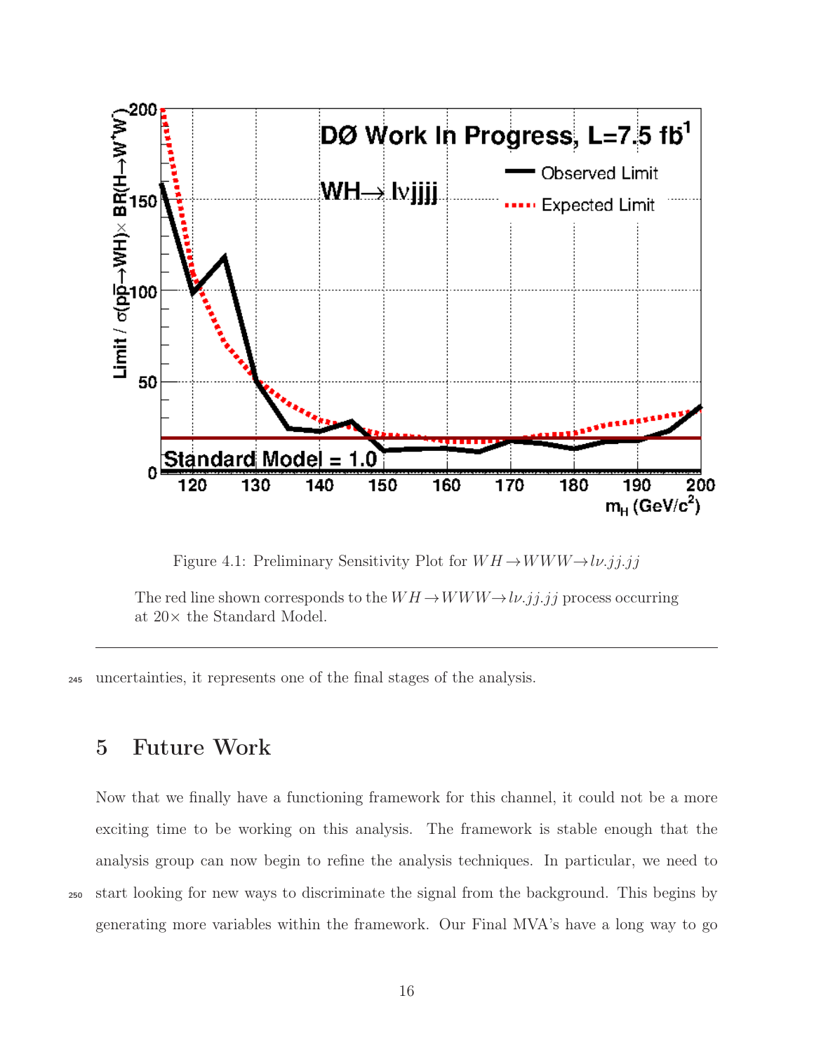Figure 4.1: Preliminary Sensitivity Plot for $WH \to WWW \to l\nu.jj.jj$

The red line shown corresponds to the $WH \to WWW \to l\nu.jj.jj$ process occurring at $20\times$ the Standard Model.

uncertainties, it represents one of the final stages of the analysis.

# 5 Future Work

Now that we finally have a functioning framework for this channel, it could not be a more exciting time to be working on this analysis. The framework is stable enough that the analysis group can now begin to refine the analysis techniques. In particular, we need to start looking for new ways to discriminate the signal from the background. This begins by generating more variables within the framework. Our Final MVA's have a long way to go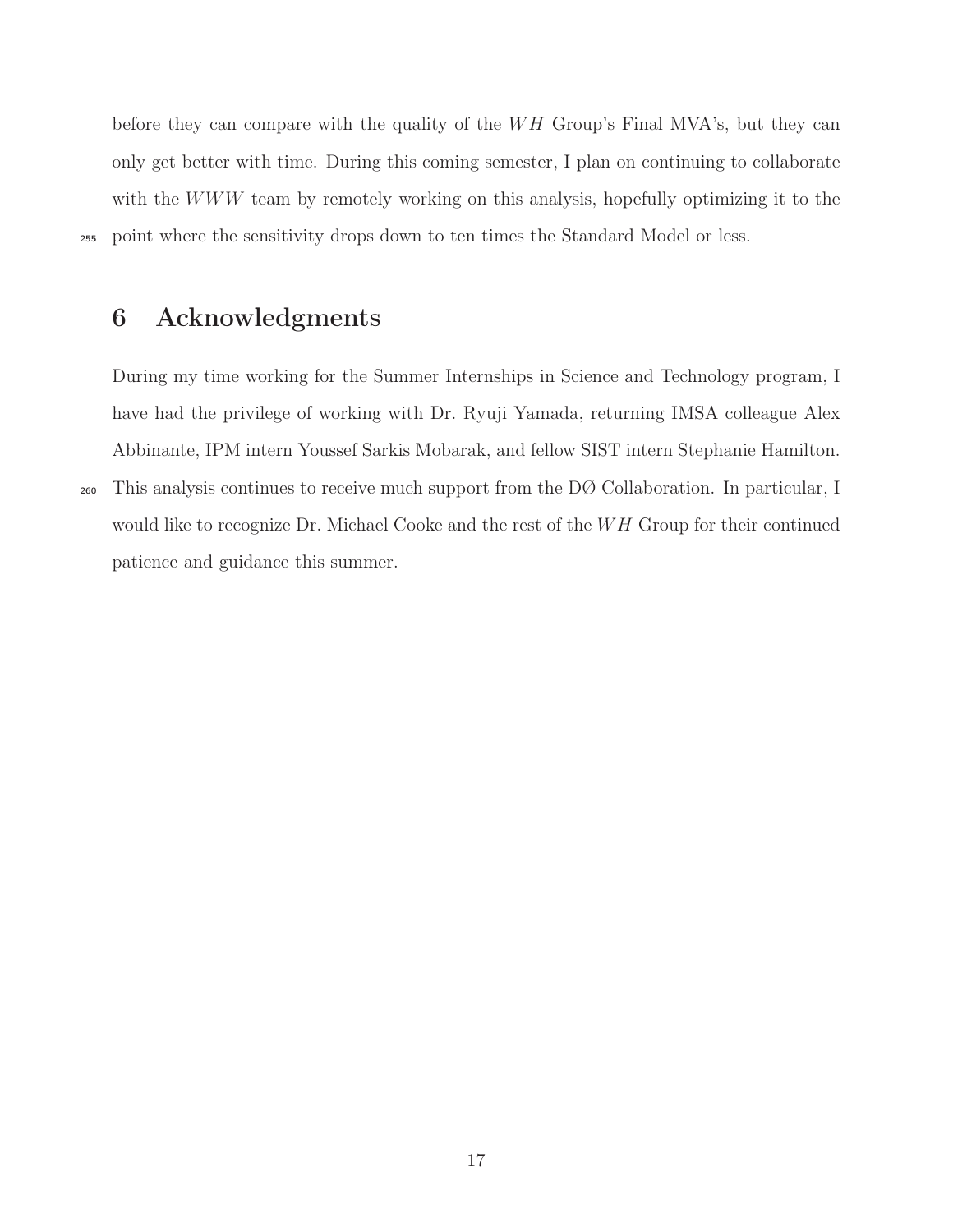before they can compare with the quality of the $WH$ Group's Final MVA's, but they can only get better with time. During this coming semester, I plan on continuing to collaborate with the $WWW$ team by remotely working on this analysis, hopefully optimizing it to the point where the sensitivity drops down to ten times the Standard Model or less.

## 6 Acknowledgments

During my time working for the Summer Internships in Science and Technology program, I have had the privilege of working with Dr. Ryuji Yamada, returning IMSA colleague Alex Abbinante, IPM intern Youssef Sarkis Mobarak, and fellow SIST intern Stephanie Hamilton. This analysis continues to receive much support from the DØ Collaboration. In particular, I would like to recognize Dr. Michael Cooke and the rest of the $WH$ Group for their continued patience and guidance this summer.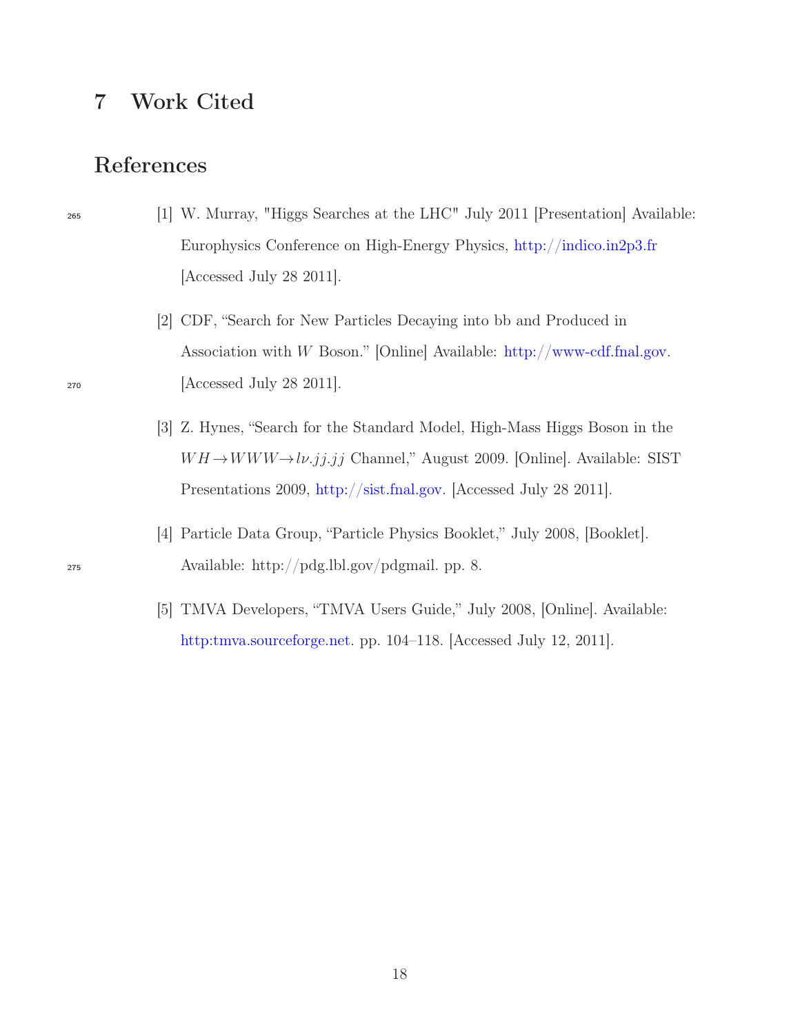# 7 Work Cited

## References

[1] W. Murray, "Higgs Searches at the LHC" July 2011 [Presentation] Available: Europhysics Conference on High-Energy Physics, http://indico.in2p3.fr [Accessed July 28 2011].

[2] CDF, "Search for New Particles Decaying into bb and Produced in Association with $W$ Boson." [Online] Available: http://www-cdf.fnal.gov. [Accessed July 28 2011].

[3] Z. Hynes, "Search for the Standard Model, High-Mass Higgs Boson in the $WH \rightarrow WWW \rightarrow l\nu.jj.jj$ Channel," August 2009. [Online]. Available: SIST Presentations 2009, http://sist.fnal.gov. [Accessed July 28 2011].

[4] Particle Data Group, "Particle Physics Booklet," July 2008, [Booklet]. Available: http://pdg.lbl.gov/pdgmail. pp. 8.

[5] TMVA Developers, "TMVA Users Guide," July 2008, [Online]. Available: http:tmva.sourceforge.net. pp. 104–118. [Accessed July 12, 2011].